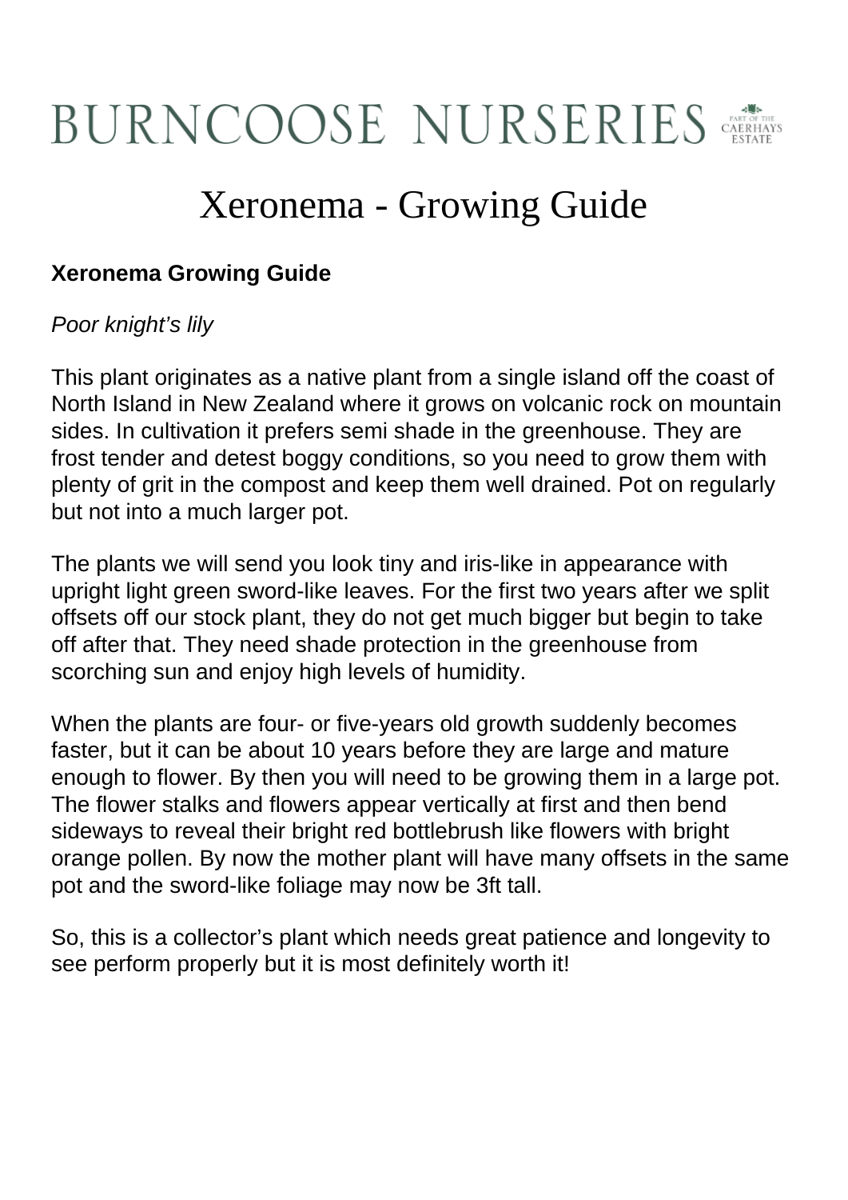# BURNCOOSE NURSERIES

PART OF THE CAERHAYS ESTATE

# Xeronema - Growing Guide

**Xeronema Growing Guide**

*Poor knight's lily*

This plant originates as a native plant from a single island off the coast of North Island in New Zealand where it grows on volcanic rock on mountain sides. In cultivation it prefers semi shade in the greenhouse. They are frost tender and detest boggy conditions, so you need to grow them with plenty of grit in the compost and keep them well drained. Pot on regularly but not into a much larger pot.

The plants we will send you look tiny and iris-like in appearance with upright light green sword-like leaves. For the first two years after we split offsets off our stock plant, they do not get much bigger but begin to take off after that. They need shade protection in the greenhouse from scorching sun and enjoy high levels of humidity.

When the plants are four- or five-years old growth suddenly becomes faster, but it can be about 10 years before they are large and mature enough to flower. By then you will need to be growing them in a large pot. The flower stalks and flowers appear vertically at first and then bend sideways to reveal their bright red bottlebrush like flowers with bright orange pollen. By now the mother plant will have many offsets in the same pot and the sword-like foliage may now be 3ft tall.

So, this is a collector's plant which needs great patience and longevity to see perform properly but it is most definitely worth it!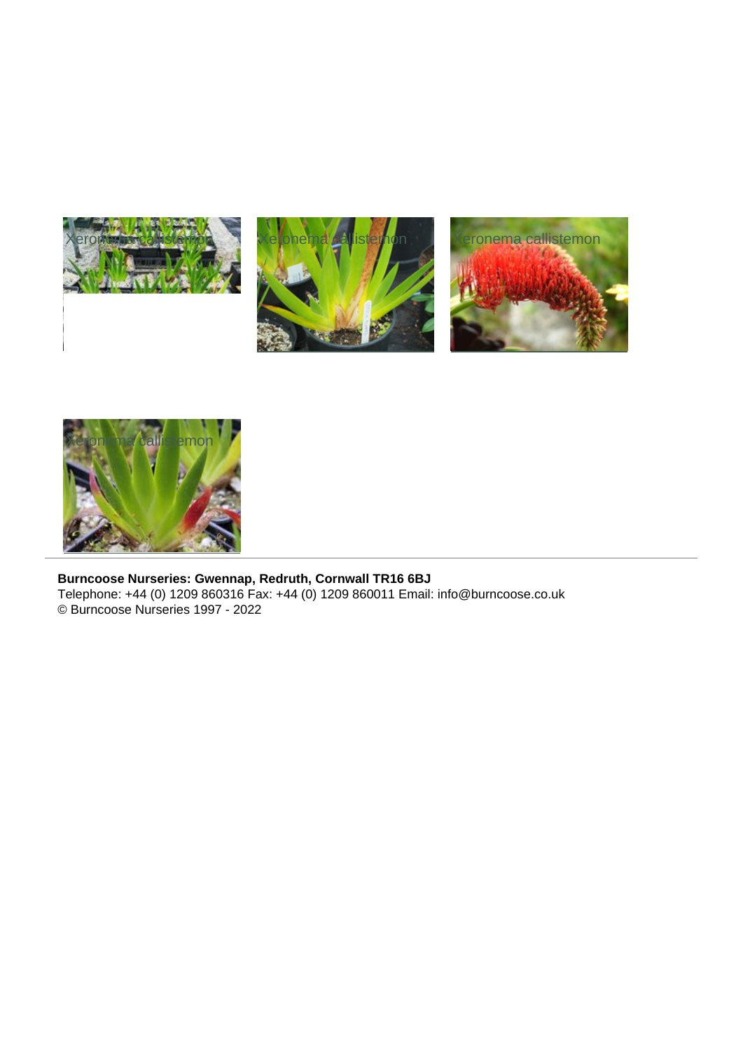Xeronema callistemon

Xeronema callistemon

Xeronema callistemon

Xeronema callistemon

---

**Burncoose Nurseries: Gwennap, Redruth, Cornwall TR16 6BJ**
Telephone: +44 (0) 1209 860316 Fax: +44 (0) 1209 860011 Email: info@burncoose.co.uk
© Burncoose Nurseries 1997 - 2022